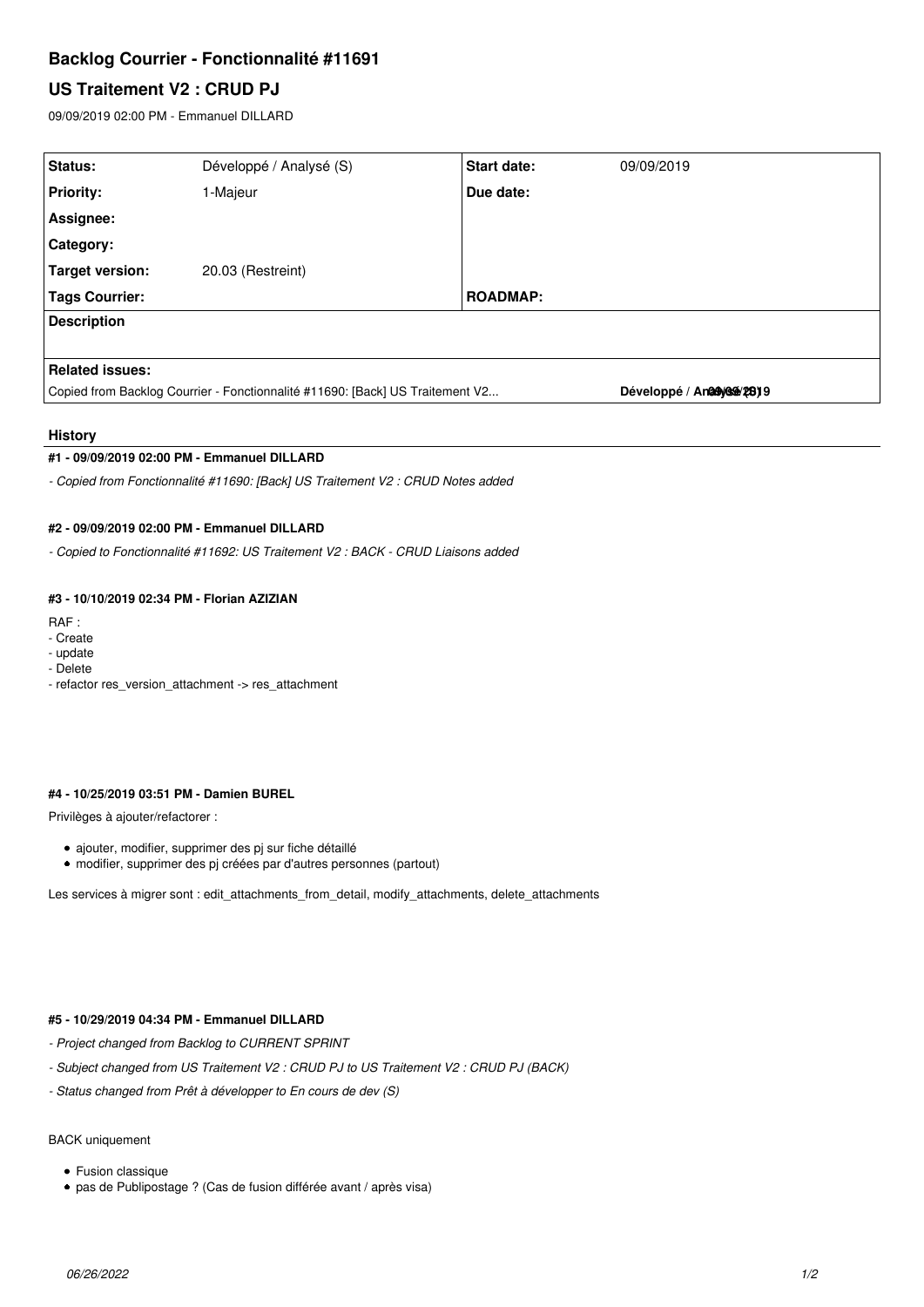# Backlog Courrier - Fonctionnalité #11691

## US Traitement V2 : CRUD PJ

09/09/2019 02:00 PM - Emmanuel DILLARD

| Status: | Développé / Analysé (S) | Start date: | 09/09/2019 |
|---|---|---|---|
| Priority: | 1-Majeur | Due date: | |
| Assignee: | | | |
| Category: | | | |
| Target version: | 20.03 (Restreint) | | |
| Tags Courrier: | | ROADMAP: | |

**Description**

**Related issues:**

Copied from Backlog Courrier - Fonctionnalité #11690: [Back] US Traitement V2... **Développé / Analysé (S)** 09/09/2019

### History

#### #1 - 09/09/2019 02:00 PM - Emmanuel DILLARD

*- Copied from Fonctionnalité #11690: [Back] US Traitement V2 : CRUD Notes added*

#### #2 - 09/09/2019 02:00 PM - Emmanuel DILLARD

*- Copied to Fonctionnalité #11692: US Traitement V2 : BACK - CRUD Liaisons added*

#### #3 - 10/10/2019 02:34 PM - Florian AZIZIAN

RAF :
- Create
- update
- Delete
- refactor res_version_attachment -> res_attachment

#### #4 - 10/25/2019 03:51 PM - Damien BUREL

Privilèges à ajouter/refactorer :

- ajouter, modifier, supprimer des pj sur fiche détaillé
- modifier, supprimer des pj créées par d'autres personnes (partout)

Les services à migrer sont : edit_attachments_from_detail, modify_attachments, delete_attachments

#### #5 - 10/29/2019 04:34 PM - Emmanuel DILLARD

*- Project changed from Backlog to CURRENT SPRINT*

*- Subject changed from US Traitement V2 : CRUD PJ to US Traitement V2 : CRUD PJ (BACK)*

*- Status changed from Prêt à développer to En cours de dev (S)*

BACK uniquement

- Fusion classique
- pas de Publipostage ? (Cas de fusion différée avant / après visa)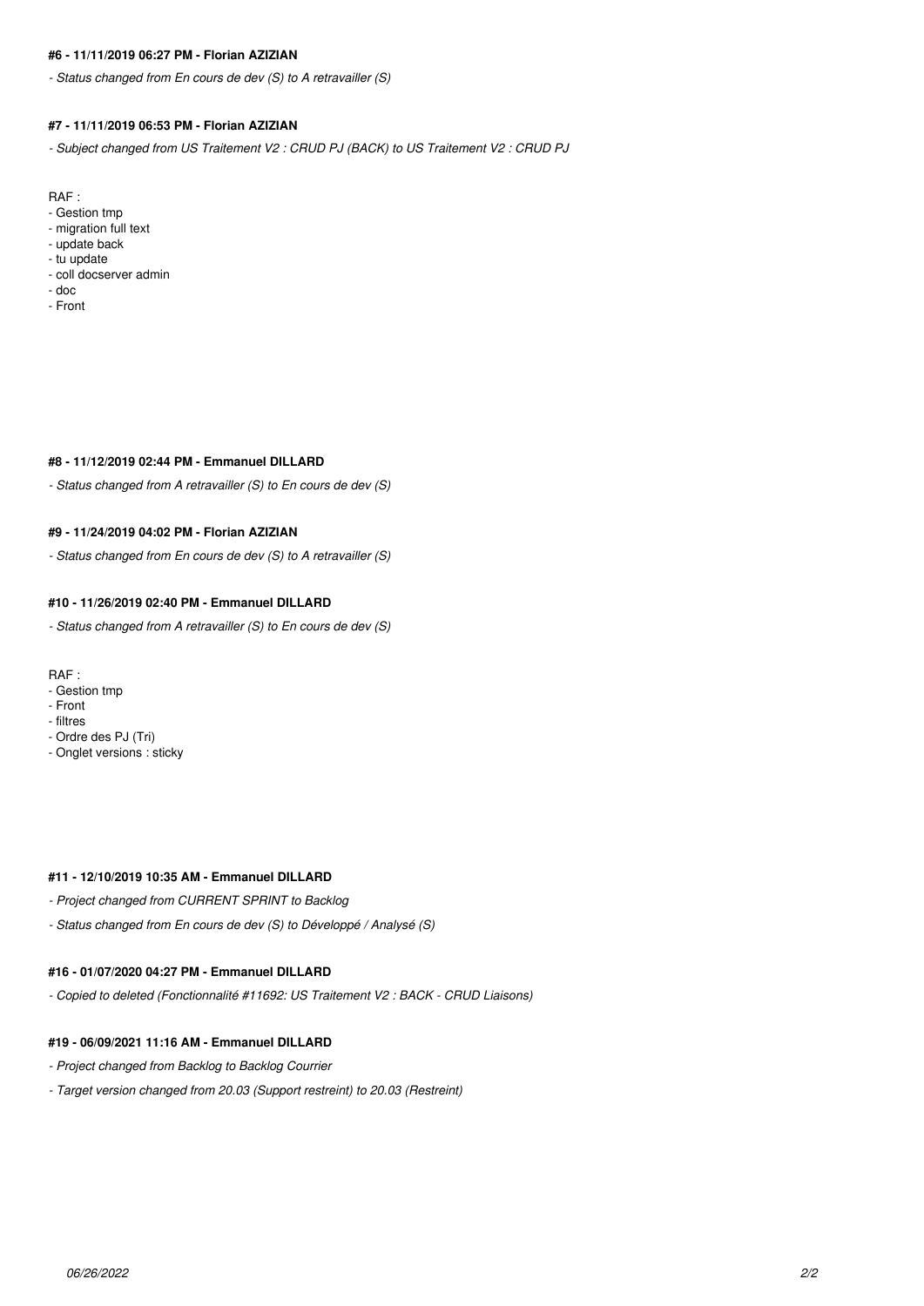#### #6 - 11/11/2019 06:27 PM - Florian AZIZIAN

*- Status changed from En cours de dev (S) to A retravailler (S)*

#### #7 - 11/11/2019 06:53 PM - Florian AZIZIAN

*- Subject changed from US Traitement V2 : CRUD PJ (BACK) to US Traitement V2 : CRUD PJ*

RAF :
- Gestion tmp
- migration full text
- update back
- tu update
- coll docserver admin
- doc
- Front

#### #8 - 11/12/2019 02:44 PM - Emmanuel DILLARD

*- Status changed from A retravailler (S) to En cours de dev (S)*

#### #9 - 11/24/2019 04:02 PM - Florian AZIZIAN

*- Status changed from En cours de dev (S) to A retravailler (S)*

#### #10 - 11/26/2019 02:40 PM - Emmanuel DILLARD

*- Status changed from A retravailler (S) to En cours de dev (S)*

RAF :
- Gestion tmp
- Front
- filtres
- Ordre des PJ (Tri)
- Onglet versions : sticky

#### #11 - 12/10/2019 10:35 AM - Emmanuel DILLARD

*- Project changed from CURRENT SPRINT to Backlog*

*- Status changed from En cours de dev (S) to Développé / Analysé (S)*

#### #16 - 01/07/2020 04:27 PM - Emmanuel DILLARD

*- Copied to deleted (Fonctionnalité #11692: US Traitement V2 : BACK - CRUD Liaisons)*

#### #19 - 06/09/2021 11:16 AM - Emmanuel DILLARD

*- Project changed from Backlog to Backlog Courrier*

*- Target version changed from 20.03 (Support restreint) to 20.03 (Restreint)*